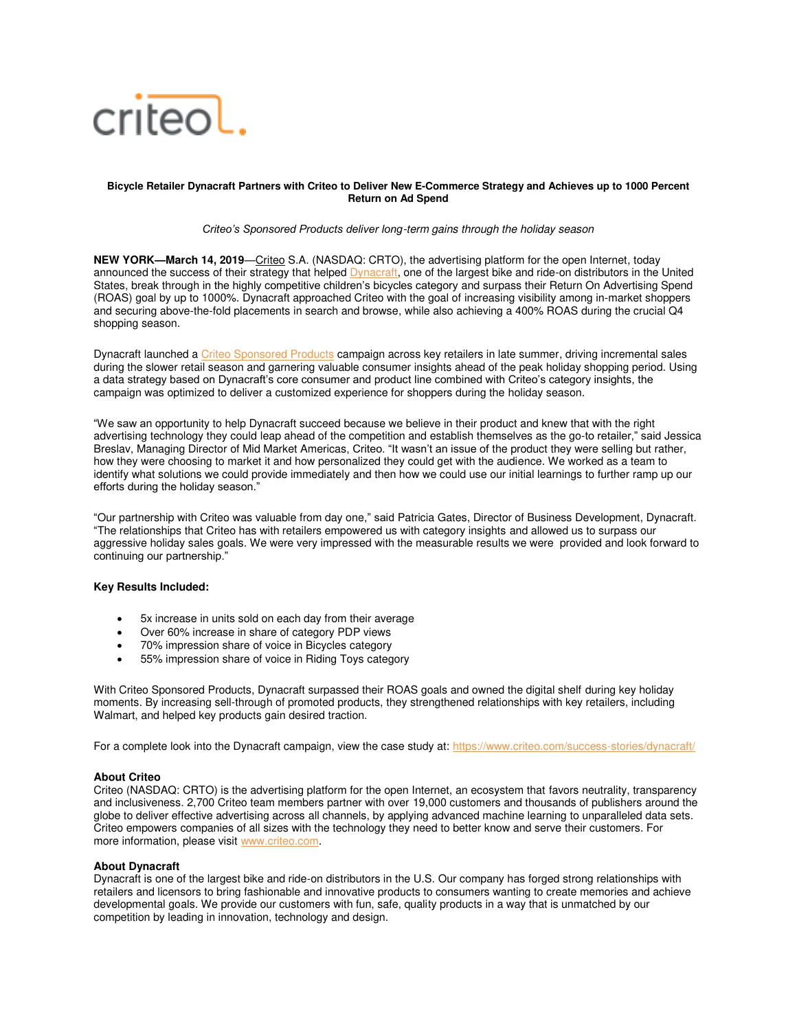criteo

**Bicycle Retailer Dynacraft Partners with Criteo to Deliver New E-Commerce Strategy and Achieves up to 1000 Percent Return on Ad Spend**

*Criteo's Sponsored Products deliver long-term gains through the holiday season*

**NEW YORK—March 14, 2019**—Criteo S.A. (NASDAQ: CRTO), the advertising platform for the open Internet, today announced the success of their strategy that helped Dynacraft, one of the largest bike and ride-on distributors in the United States, break through in the highly competitive children's bicycles category and surpass their Return On Advertising Spend (ROAS) goal by up to 1000%. Dynacraft approached Criteo with the goal of increasing visibility among in-market shoppers and securing above-the-fold placements in search and browse, while also achieving a 400% ROAS during the crucial Q4 shopping season.

Dynacraft launched a Criteo Sponsored Products campaign across key retailers in late summer, driving incremental sales during the slower retail season and garnering valuable consumer insights ahead of the peak holiday shopping period. Using a data strategy based on Dynacraft's core consumer and product line combined with Criteo's category insights, the campaign was optimized to deliver a customized experience for shoppers during the holiday season.

"We saw an opportunity to help Dynacraft succeed because we believe in their product and knew that with the right advertising technology they could leap ahead of the competition and establish themselves as the go-to retailer," said Jessica Breslav, Managing Director of Mid Market Americas, Criteo. "It wasn't an issue of the product they were selling but rather, how they were choosing to market it and how personalized they could get with the audience. We worked as a team to identify what solutions we could provide immediately and then how we could use our initial learnings to further ramp up our efforts during the holiday season."

"Our partnership with Criteo was valuable from day one," said Patricia Gates, Director of Business Development, Dynacraft. "The relationships that Criteo has with retailers empowered us with category insights and allowed us to surpass our aggressive holiday sales goals. We were very impressed with the measurable results we were provided and look forward to continuing our partnership."

**Key Results Included:**

- 5x increase in units sold on each day from their average
- Over 60% increase in share of category PDP views
- 70% impression share of voice in Bicycles category
- 55% impression share of voice in Riding Toys category

With Criteo Sponsored Products, Dynacraft surpassed their ROAS goals and owned the digital shelf during key holiday moments. By increasing sell-through of promoted products, they strengthened relationships with key retailers, including Walmart, and helped key products gain desired traction.

For a complete look into the Dynacraft campaign, view the case study at: https://www.criteo.com/success-stories/dynacraft/

**About Criteo**
Criteo (NASDAQ: CRTO) is the advertising platform for the open Internet, an ecosystem that favors neutrality, transparency and inclusiveness. 2,700 Criteo team members partner with over 19,000 customers and thousands of publishers around the globe to deliver effective advertising across all channels, by applying advanced machine learning to unparalleled data sets. Criteo empowers companies of all sizes with the technology they need to better know and serve their customers. For more information, please visit www.criteo.com.

**About Dynacraft**
Dynacraft is one of the largest bike and ride-on distributors in the U.S. Our company has forged strong relationships with retailers and licensors to bring fashionable and innovative products to consumers wanting to create memories and achieve developmental goals. We provide our customers with fun, safe, quality products in a way that is unmatched by our competition by leading in innovation, technology and design.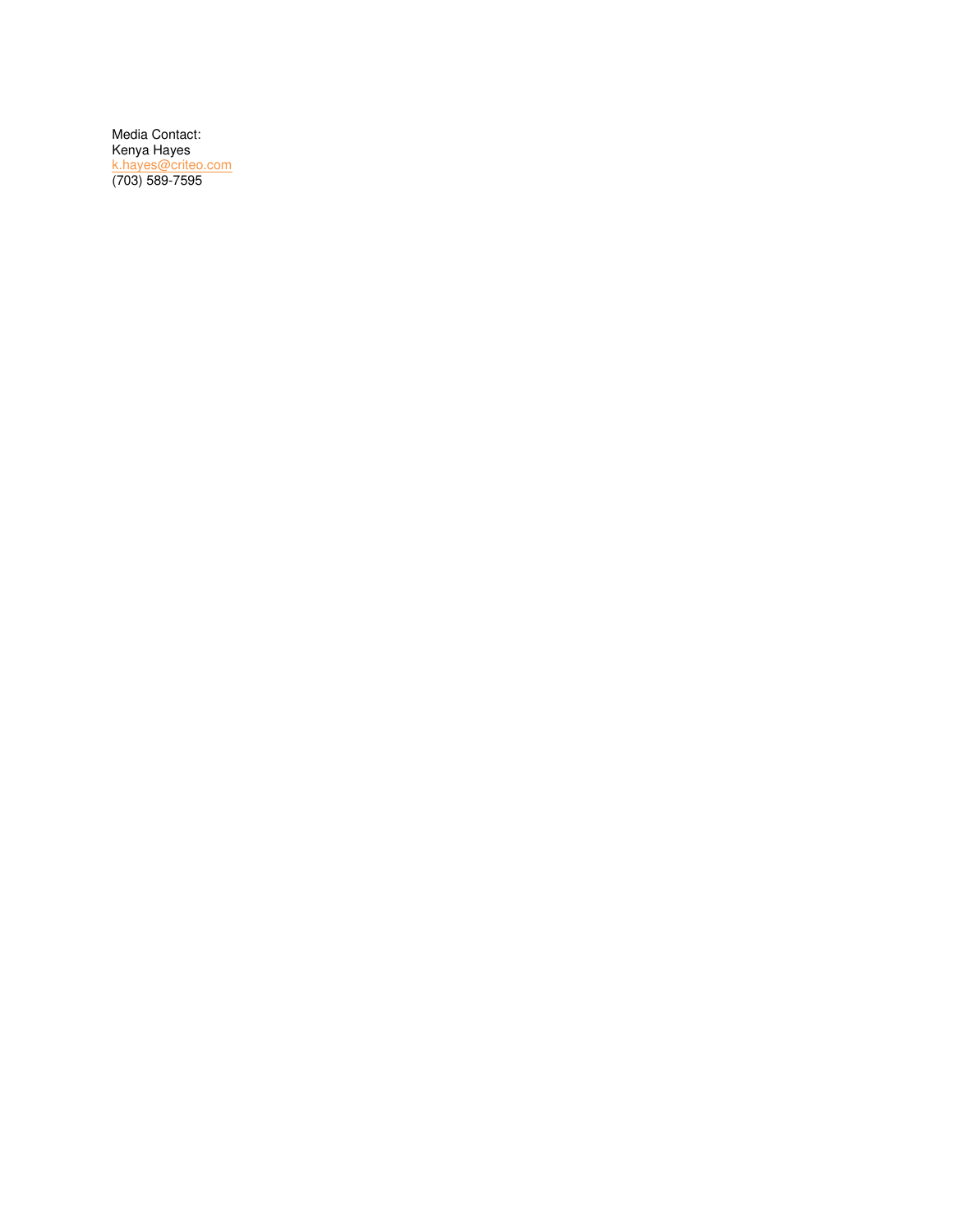Media Contact:
Kenya Hayes
k.hayes@criteo.com
(703) 589-7595